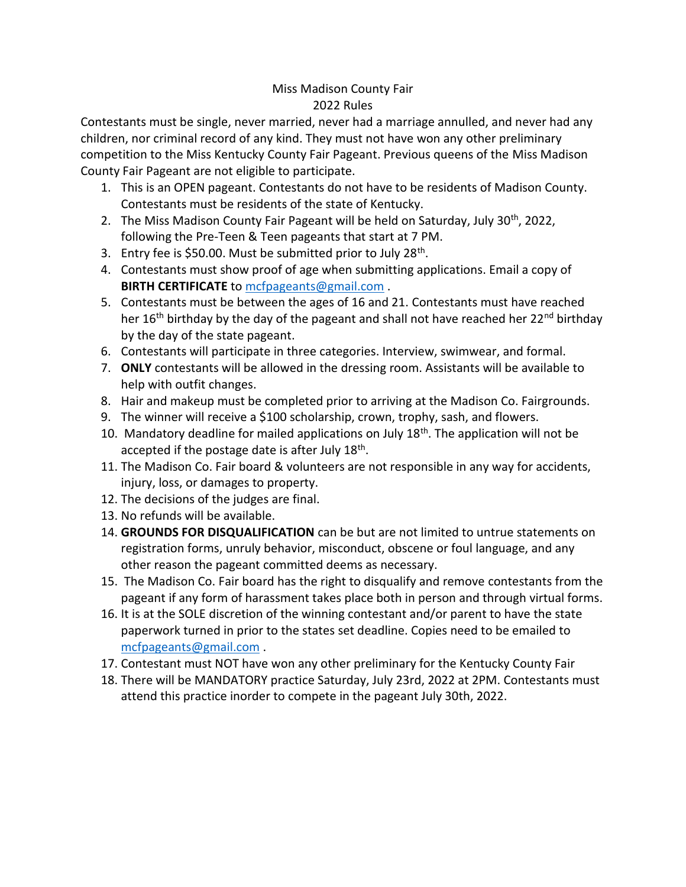# Miss Madison County Fair
## 2022 Rules

Contestants must be single, never married, never had a marriage annulled, and never had any children, nor criminal record of any kind. They must not have won any other preliminary competition to the Miss Kentucky County Fair Pageant. Previous queens of the Miss Madison County Fair Pageant are not eligible to participate.

1. This is an OPEN pageant. Contestants do not have to be residents of Madison County. Contestants must be residents of the state of Kentucky.
2. The Miss Madison County Fair Pageant will be held on Saturday, July 30th, 2022, following the Pre-Teen & Teen pageants that start at 7 PM.
3. Entry fee is $50.00. Must be submitted prior to July 28th.
4. Contestants must show proof of age when submitting applications. Email a copy of **BIRTH CERTIFICATE** to mcfpageants@gmail.com .
5. Contestants must be between the ages of 16 and 21. Contestants must have reached her 16th birthday by the day of the pageant and shall not have reached her 22nd birthday by the day of the state pageant.
6. Contestants will participate in three categories. Interview, swimwear, and formal.
7. **ONLY** contestants will be allowed in the dressing room. Assistants will be available to help with outfit changes.
8. Hair and makeup must be completed prior to arriving at the Madison Co. Fairgrounds.
9. The winner will receive a $100 scholarship, crown, trophy, sash, and flowers.
10. Mandatory deadline for mailed applications on July 18th. The application will not be accepted if the postage date is after July 18th.
11. The Madison Co. Fair board & volunteers are not responsible in any way for accidents, injury, loss, or damages to property.
12. The decisions of the judges are final.
13. No refunds will be available.
14. **GROUNDS FOR DISQUALIFICATION** can be but are not limited to untrue statements on registration forms, unruly behavior, misconduct, obscene or foul language, and any other reason the pageant committed deems as necessary.
15. The Madison Co. Fair board has the right to disqualify and remove contestants from the pageant if any form of harassment takes place both in person and through virtual forms.
16. It is at the SOLE discretion of the winning contestant and/or parent to have the state paperwork turned in prior to the states set deadline. Copies need to be emailed to mcfpageants@gmail.com .
17. Contestant must NOT have won any other preliminary for the Kentucky County Fair
18. There will be MANDATORY practice Saturday, July 23rd, 2022 at 2PM. Contestants must attend this practice inorder to compete in the pageant July 30th, 2022.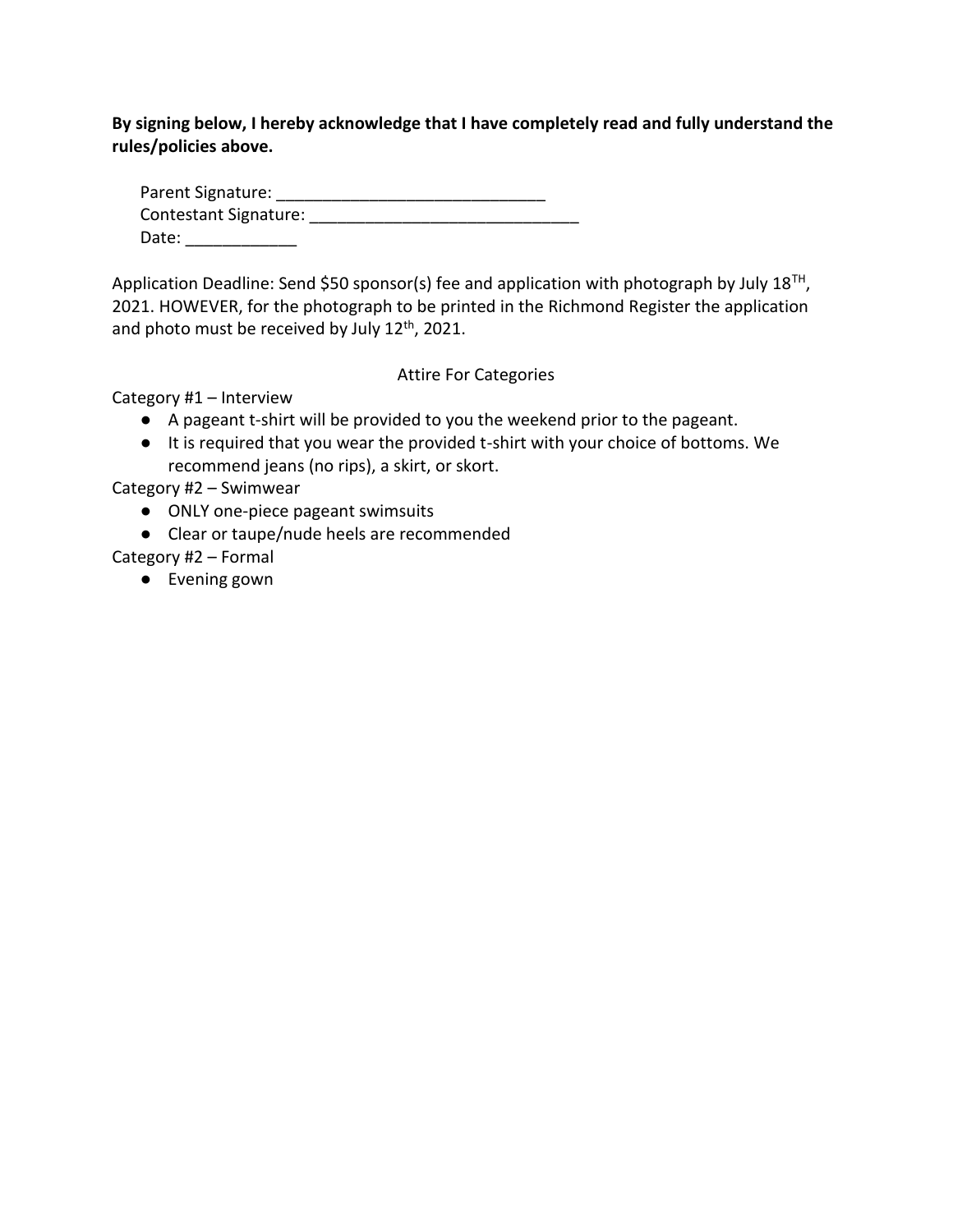**By signing below, I hereby acknowledge that I have completely read and fully understand the rules/policies above.**

Parent Signature: ______________________________
Contestant Signature: ______________________________
Date: ____________

Application Deadline: Send $50 sponsor(s) fee and application with photograph by July 18TH, 2021. HOWEVER, for the photograph to be printed in the Richmond Register the application and photo must be received by July 12th, 2021.

Attire For Categories

Category #1 – Interview

- A pageant t-shirt will be provided to you the weekend prior to the pageant.
- It is required that you wear the provided t-shirt with your choice of bottoms. We recommend jeans (no rips), a skirt, or skort.

Category #2 – Swimwear

- ONLY one-piece pageant swimsuits
- Clear or taupe/nude heels are recommended

Category #2 – Formal

- Evening gown